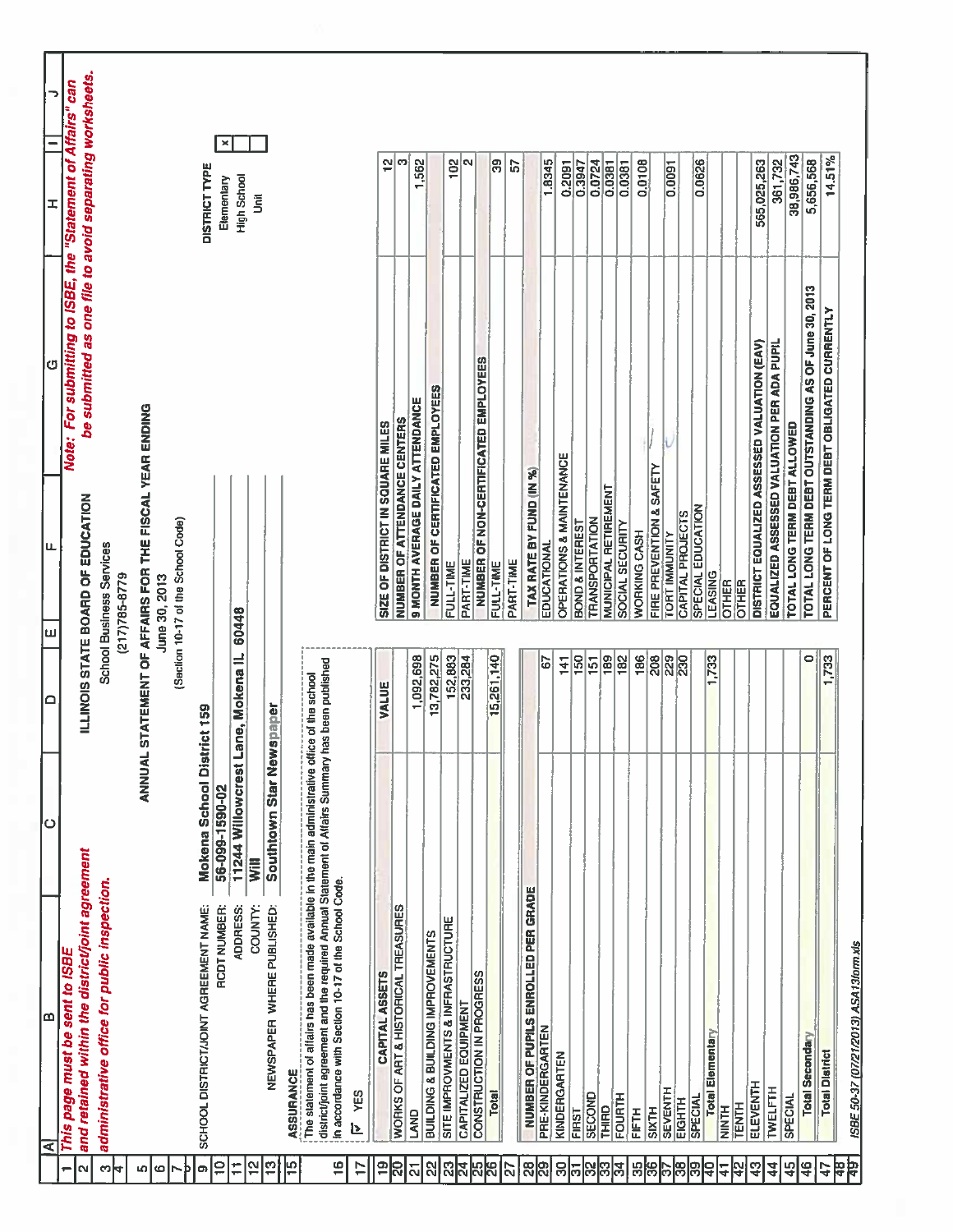**This page must be sent to ISBE and retained within the district/joint agreement administrative office for public inspection.**

**Note: For submitting to ISBE, the "Statement of Affairs" can be submitted as one file to avoid separating worksheets.**

# ILLINOIS STATE BOARD OF EDUCATION

School Business Services

(217)785-8779

## ANNUAL STATEMENT OF AFFAIRS FOR THE FISCAL YEAR ENDING

June 30, 2013

(Section 10-17 of the School Code)

SCHOOL DISTRICT/JOINT AGREEMENT NAME: **Mokena School District 159**

RCDT NUMBER: **56-099-1590-02**

ADDRESS: **11244 Willowcrest Lane, Mokena IL 60448**

COUNTY: **Will**

NEWSPAPER WHERE PUBLISHED: **Southtown Star Newspaper**

DISTRICT TYPE

| | |
|---|---|
| Elementary | x |
| High School | |
| Unit | |

**ASSURANCE**

The statement of affairs has been made available in the main administrative office of the school district/joint agreement and the required Annual Statement of Affairs Summary has been published in accordance with Section 10-17 of the School Code.

☑ YES

| CAPITAL ASSETS | VALUE |
|---|---|
| WORKS OF ART & HISTORICAL TREASURES | |
| LAND | 1,092,698 |
| BUILDING & BUILDING IMPROVEMENTS | 13,782,275 |
| SITE IMPROVMENTS & INFRASTRUCTURE | 152,883 |
| CAPITALIZED EQUIPMENT | 233,284 |
| CONSTRUCTION IN PROGRESS | |
| Total | 15,261,140 |

| NUMBER OF PUPILS ENROLLED PER GRADE | |
|---|---|
| PRE-KINDERGARTEN | 67 |
| KINDERGARTEN | 141 |
| FIRST | 150 |
| SECOND | 151 |
| THIRD | 189 |
| FOURTH | 182 |
| FIFTH | 186 |
| SIXTH | 208 |
| SEVENTH | 229 |
| EIGHTH | 230 |
| SPECIAL | |
| Total Elementary | 1,733 |
| NINTH | |
| TENTH | |
| ELEVENTH | |
| TWELFTH | |
| SPECIAL | |
| Total Secondary | 0 |
| Total District | 1,733 |

| | |
|---|---|
| SIZE OF DISTRICT IN SQUARE MILES | 12 |
| NUMBER OF ATTENDANCE CENTERS | 3 |
| 9 MONTH AVERAGE DAILY ATTENDANCE | 1,562 |
| **NUMBER OF CERTIFICATED EMPLOYEES** | |
| FULL-TIME | 102 |
| PART-TIME | 2 |
| **NUMBER OF NON-CERTIFICATED EMPLOYEES** | |
| FULL-TIME | 39 |
| PART-TIME | 57 |
| **TAX RATE BY FUND (IN %)** | |
| EDUCATIONAL | 1.8345 |
| OPERATIONS & MAINTENANCE | 0.2091 |
| BOND & INTEREST | 0.3947 |
| TRANSPORTATION | 0.0724 |
| MUNICIPAL RETIREMENT | 0.0381 |
| SOCIAL SECURITY | 0.0381 |
| WORKING CASH | 0.0108 |
| FIRE PREVENTION & SAFETY | |
| TORT IMMUNITY | 0.0091 |
| CAPITAL PROJECTS | |
| SPECIAL EDUCATION | 0.0626 |
| LEASING | |
| OTHER | |
| OTHER | |
| DISTRICT EQUALIZED ASSESSED VALUATION (EAV) | 565,025,263 |
| EQUALIZED ASSESSED VALUATION PER ADA PUPIL | 361,732 |
| TOTAL LONG TERM DEBT ALLOWED | 38,986,743 |
| TOTAL LONG TERM DEBT OUTSTANDING AS OF June 30, 2013 | 5,656,568 |
| PERCENT OF LONG TERM DEBT OBLIGATED CURRENTLY | 14.51% |

ISBE 50-37 (07/21/2013) ASA13form.xls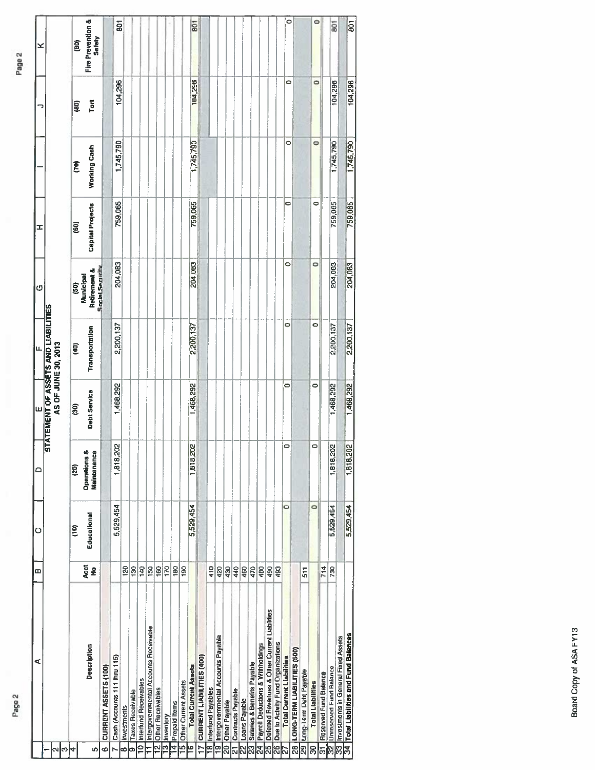## STATEMENT OF ASSETS AND LIABILITIES
## AS OF JUNE 30, 2013

| Description | Acct No | (10) Educational | (20) Operations & Maintenance | (30) Debt Service | (40) Transportation | (50) Municipal Retirement & Social Security | (60) Capital Projects | (70) Working Cash | (80) Tort | (90) Fire Prevention & Safety |
|---|---|---|---|---|---|---|---|---|---|---|
| **CURRENT ASSETS (100)** | | | | | | | | | | |
| Cash (Accounts 111 thru 115) | | 5,529,454 | 1,818,202 | 1,468,292 | 2,200,137 | 204,083 | 759,065 | 1,745,790 | 104,296 | 801 |
| Investments | 120 | | | | | | | | | |
| Taxes Receivable | 130 | | | | | | | | | |
| Interfund Receivables | 140 | | | | | | | | | |
| Intergovernmental Accounts Receivable | 150 | | | | | | | | | |
| Other Receivables | 160 | | | | | | | | | |
| Inventory | 170 | | | | | | | | | |
| Prepaid Items | 180 | | | | | | | | | |
| Other Current Assets | 190 | | | | | | | | | |
| **Total Current Assets** | | 5,529,454 | 1,818,202 | 1,468,292 | 2,200,137 | 204,083 | 759,065 | 1,745,790 | 104,296 | 801 |
| **CURRENT LIABILITIES (400)** | | | | | | | | | | |
| Interfund Payables | 410 | | | | | | | | | |
| Intergovernmental Accounts Payable | 420 | | | | | | | | | |
| Other Payable | 430 | | | | | | | | | |
| Contracts Payable | 440 | | | | | | | | | |
| Loans Payable | 460 | | | | | | | | | |
| Salaries & Benefits Payable | 470 | | | | | | | | | |
| Payroll Deductions & Withholdings | 480 | | | | | | | | | |
| Deferred Revenues & Other Current Liabilities | 490 | | | | | | | | | |
| Due to Activity Fund Organizations | 493 | | | | | | | | | |
| **Total Current Liabilities** | | 0 | 0 | 0 | 0 | 0 | 0 | 0 | 0 | 0 |
| **LONG-TERM LIABILITIES (500)** | | | | | | | | | | |
| Long-Term Debt Payable | 511 | | | | | | | | | |
| **Total Liabilities** | | 0 | 0 | 0 | 0 | 0 | 0 | 0 | 0 | 0 |
| Reserved Fund Balance | 714 | | | | | | | | | |
| Unreserved Fund Balance | 730 | 5,529,454 | 1,818,202 | 1,468,292 | 2,200,137 | 204,083 | 759,065 | 1,745,790 | 104,296 | 801 |
| Investments in General Fixed Assets | | | | | | | | | | |
| **Total Liabilities and Fund Balances** | | 5,529,454 | 1,818,202 | 1,468,292 | 2,200,137 | 204,083 | 759,065 | 1,745,790 | 104,296 | 801 |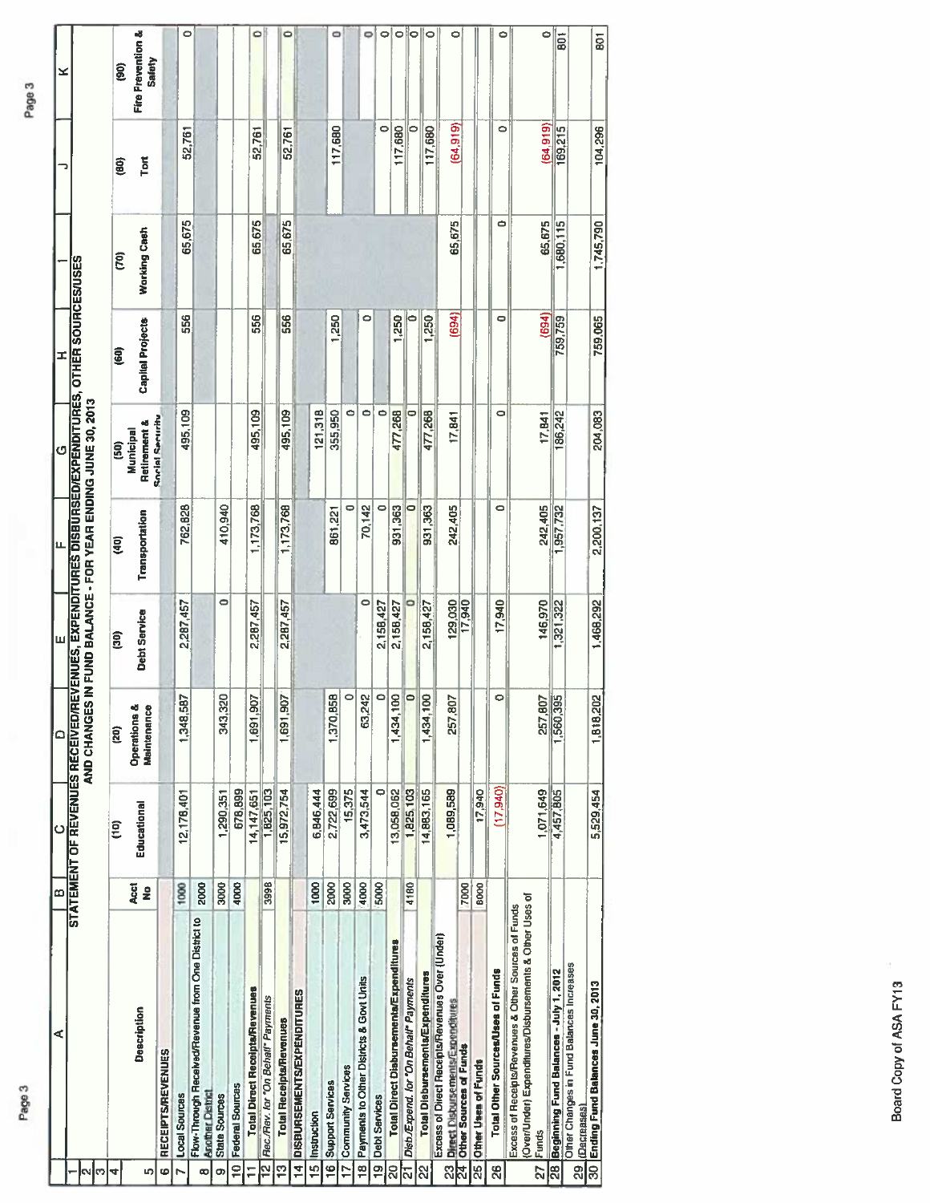## STATEMENT OF REVENUES RECEIVED/REVENUES, EXPENDITURES DISBURSED/EXPENDITURES, OTHER SOURCES/USES AND CHANGES IN FUND BALANCE - FOR YEAR ENDING JUNE 30, 2013

| | A | B | C | D | E | F | G | H | I | J | K |
|---|---|---|---|---|---|---|---|---|---|---|---|
| 5 | Description | Acct No | (10) Educational | (20) Operations & Maintenance | (30) Debt Service | (40) Transportation | (50) Municipal Retirement & Social Security | (60) Capital Projects | (70) Working Cash | (80) Tort | (90) Fire Prevention & Safety |
| 6 | RECEIPTS/REVENUES | | | | | | | | | | |
| 7 | Local Sources | 1000 | 12,178,401 | 1,348,587 | 2,287,457 | 762,828 | 495,109 | 556 | 65,675 | 52,761 | 0 |
| 8 | Flow-Through Received/Revenue from One District to Another District | 2000 | | | | | | | | | |
| 9 | State Sources | 3000 | 1,290,351 | 343,320 | 0 | 410,940 | | | | | |
| 10 | Federal Sources | 4000 | 678,899 | | | | | | | | |
| 11 | Total Direct Receipts/Revenues | | 14,147,651 | 1,691,907 | 2,287,457 | 1,173,768 | 495,109 | 556 | 65,675 | 52,761 | 0 |
| 12 | Rec./Rev. for "On Behalf" Payments | 3998 | 1,825,103 | | | | | | | | |
| 13 | Total Receipts/Revenues | | 15,972,754 | 1,691,907 | 2,287,457 | 1,173,768 | 495,109 | 556 | 65,675 | 52,761 | 0 |
| 14 | DISBURSEMENTS/EXPENDITURES | | | | | | | | | | |
| 15 | Instruction | 1000 | 6,846,444 | | | | 121,318 | | | | |
| 16 | Support Services | 2000 | 2,722,699 | 1,370,858 | | 861,221 | 355,950 | 1,250 | | 117,680 | 0 |
| 17 | Community Services | 3000 | 15,375 | 0 | | 0 | 0 | | | | |
| 18 | Payments to Other Districts & Govt Units | 4000 | 3,473,544 | 63,242 | 0 | 70,142 | 0 | 0 | | | 0 |
| 19 | Debt Services | 5000 | 0 | 0 | 2,158,427 | 0 | 0 | | | 0 | 0 |
| 20 | Total Direct Disbursements/Expenditures | | 13,058,062 | 1,434,100 | 2,158,427 | 931,363 | 477,268 | 1,250 | | 117,680 | 0 |
| 21 | Disb./Expend. for "On Behalf" Payments | 4180 | 1,825,103 | 0 | 0 | 0 | 0 | 0 | | 0 | 0 |
| 22 | Total Disbursements/Expenditures | | 14,883,165 | 1,434,100 | 2,158,427 | 931,363 | 477,268 | 1,250 | | 117,680 | 0 |
| 23 | Excess of Direct Receipts/Revenues Over (Under) Direct Disbursements/Expenditures | | 1,089,589 | 257,807 | 129,030 | 242,405 | 17,841 | (694) | 65,675 | (64,919) | 0 |
| 24 | Other Sources of Funds | 7000 | | | 17,940 | | | | | | |
| 25 | Other Uses of Funds | 8000 | 17,940 | | | | | | | | |
| 26 | Total Other Sources/Uses of Funds | | (17,940) | 0 | 17,940 | 0 | 0 | 0 | 0 | 0 | 0 |
| 27 | Excess of Receipts/Revenues & Other Sources of Funds (Over/Under) Expenditures/Disbursements & Other Uses of Funds | | 1,071,649 | 257,807 | 146,970 | 242,405 | 17,841 | (694) | 65,675 | (64,919) | 0 |
| 28 | Beginning Fund Balances - July 1, 2012 | | 4,457,805 | 1,560,395 | 1,321,322 | 1,957,732 | 186,242 | 759,759 | 1,680,115 | 169,215 | 801 |
| 29 | Other Changes in Fund Balances Increases (Decreases) | | | | | | | | | | |
| 30 | Ending Fund Balances June 30, 2013 | | 5,529,454 | 1,818,202 | 1,468,292 | 2,200,137 | 204,083 | 759,065 | 1,745,790 | 104,296 | 801 |

Board Copy of ASA FY13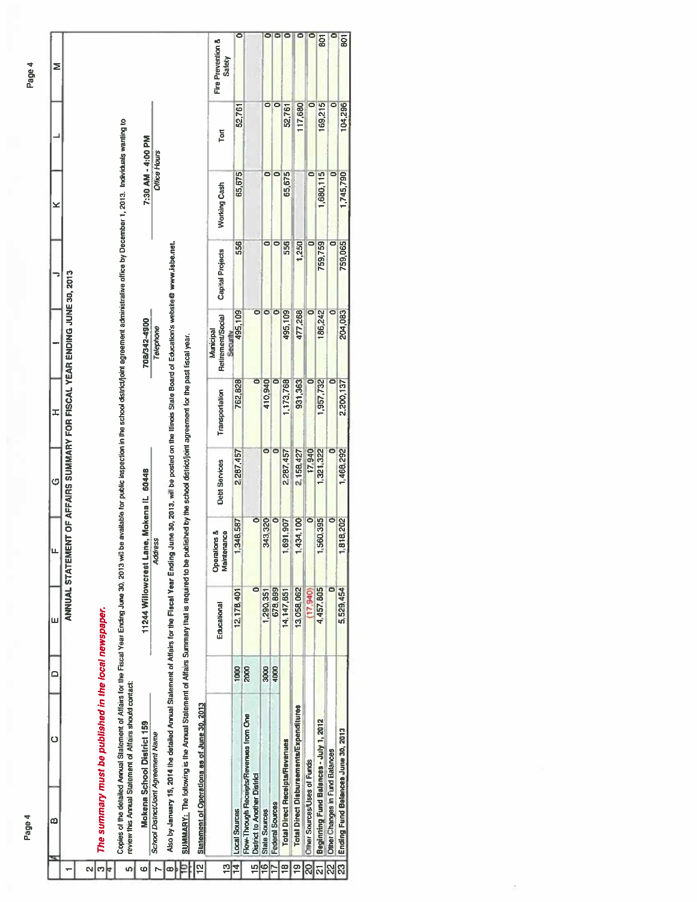# ANNUAL STATEMENT OF AFFAIRS SUMMARY FOR FISCAL YEAR ENDING JUNE 30, 2013

***The summary must be published in the local newspaper.***

Copies of the detailed Annual Statement of Affairs for the Fiscal Year Ending June 30, 2013 will be available for public inspection in the school district/joint agreement administrative office by December 1, 2013. Individuals wanting to review this Annual Statement of Affairs should contact:

| **Mokena School District 159** | **11244 Willowcrest Lane, Mokena IL 60448** | **708/342-4900** | **7:30 AM - 4:00 PM** |
|---|---|---|---|
| *School District/Joint Agreement Name* | *Address* | *Telephone* | *Office Hours* |

Also by January 15, 2014 the detailed Annual Statement of Affairs for the Fiscal Year Ending June 30, 2013, will be posted on the Illinois State Board of Education's website @ www.isbe.net.

SUMMARY: The following is the Annual Statement of Affairs Summary that is required to be published by the school district/joint agreement for the past fiscal year.

Statement of Operations as of June 30, 2013

| | | Educational | Operations & Maintenance | Debt Services | Transportation | Municipal Retirement/Social Security | Capital Projects | Working Cash | Tort | Fire Prevention & Safety |
|---|---|---|---|---|---|---|---|---|---|---|
| Local Sources | 1000 | 12,178,401 | 1,348,587 | 2,287,457 | 762,828 | 495,109 | 556 | 65,675 | 52,761 | 0 |
| Flow-Through Receipts/Revenues from One District to Another District | 2000 | 0 | 0 | | 0 | 0 | | | | |
| State Sources | 3000 | 1,290,351 | 343,320 | 0 | 410,940 | 0 | 0 | 0 | 0 | 0 |
| Federal Sources | 4000 | 678,899 | 0 | 0 | 0 | 0 | 0 | 0 | 0 | 0 |
| Total Direct Receipts/Revenues | | 14,147,651 | 1,691,907 | 2,287,457 | 1,173,768 | 495,109 | 556 | 65,675 | 52,761 | 0 |
| Total Direct Disbursements/Expenditures | | 13,058,062 | 1,434,100 | 2,158,427 | 931,363 | 477,268 | 1,250 | | 117,680 | 0 |
| Other Sources/Uses of Funds | | (17,940) | 0 | 17,940 | 0 | 0 | 0 | 0 | 0 | 0 |
| Beginning Fund Balances - July 1, 2012 | | 4,457,805 | 1,560,395 | 1,321,322 | 1,957,732 | 186,242 | 759,759 | 1,680,115 | 169,215 | 801 |
| Other Changes in Fund Balances | | 0 | 0 | 0 | 0 | 0 | 0 | 0 | 0 | 0 |
| Ending Fund Balances June 30, 2013 | | 5,529,454 | 1,818,202 | 1,468,292 | 2,200,137 | 204,083 | 759,065 | 1,745,790 | 104,296 | 801 |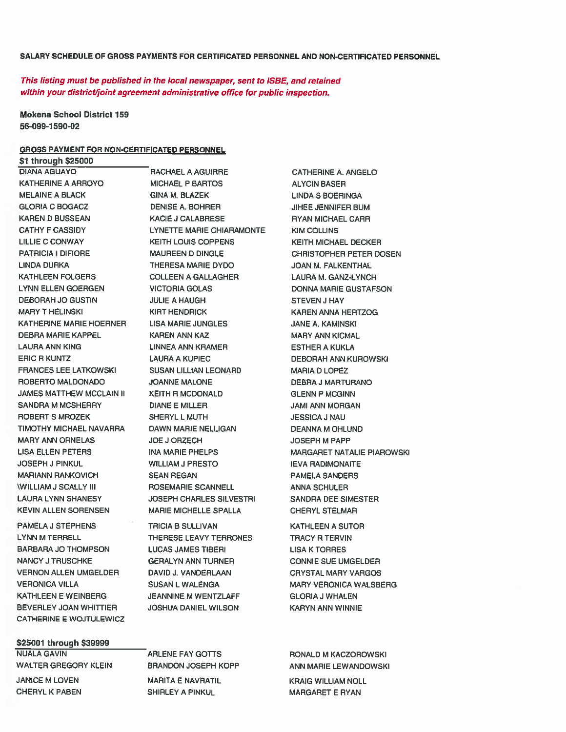**SALARY SCHEDULE OF GROSS PAYMENTS FOR CERTIFICATED PERSONNEL AND NON-CERTIFICATED PERSONNEL**

***This listing must be published in the local newspaper, sent to ISBE, and retained within your district/joint agreement administrative office for public inspection.***

**Mokena School District 159**
**56-099-1590-02**

**GROSS PAYMENT FOR NON-CERTIFICATED PERSONNEL**

**$1 through $25000**

| | | |
|---|---|---|
| DIANA AGUAYO | RACHAEL A AGUIRRE | CATHERINE A. ANGELO |
| KATHERINE A ARROYO | MICHAEL P BARTOS | ALYCIN BASER |
| MELAINE A BLACK | GINA M. BLAZEK | LINDA S BOERINGA |
| GLORIA C BOGACZ | DENISE A. BOHRER | JIHEE JENNIFER BUM |
| KAREN D BUSSEAN | KACIE J CALABRESE | RYAN MICHAEL CARR |
| CATHY F CASSIDY | LYNETTE MARIE CHIARAMONTE | KIM COLLINS |
| LILLIE C CONWAY | KEITH LOUIS COPPENS | KEITH MICHAEL DECKER |
| PATRICIA I DIFIORE | MAUREEN D DINGLE | CHRISTOPHER PETER DOSEN |
| LINDA DURKA | THERESA MARIE DYDO | JOAN M. FALKENTHAL |
| KATHLEEN FOLGERS | COLLEEN A GALLAGHER | LAURA M. GANZ-LYNCH |
| LYNN ELLEN GOERGEN | VICTORIA GOLAS | DONNA MARIE GUSTAFSON |
| DEBORAH JO GUSTIN | JULIE A HAUGH | STEVEN J HAY |
| MARY T HELINSKI | KIRT HENDRICK | KAREN ANNA HERTZOG |
| KATHERINE MARIE HOERNER | LISA MARIE JUNGLES | JANE A. KAMINSKI |
| DEBRA MARIE KAPPEL | KAREN ANN KAZ | MARY ANN KICMAL |
| LAURA ANN KING | LINNEA ANN KRAMER | ESTHER A KUKLA |
| ERIC R KUNTZ | LAURA A KUPIEC | DEBORAH ANN KUROWSKI |
| FRANCES LEE LATKOWSKI | SUSAN LILLIAN LEONARD | MARIA D LOPEZ |
| ROBERTO MALDONADO | JOANNE MALONE | DEBRA J MARTURANO |
| JAMES MATTHEW MCCLAIN II | KEITH R MCDONALD | GLENN P MCGINN |
| SANDRA M MCSHERRY | DIANE E MILLER | JAMI ANN MORGAN |
| ROBERT S MROZEK | SHERYL L MUTH | JESSICA J NAU |
| TIMOTHY MICHAEL NAVARRA | DAWN MARIE NELLIGAN | DEANNA M OHLUND |
| MARY ANN ORNELAS | JOE J ORZECH | JOSEPH M PAPP |
| LISA ELLEN PETERS | INA MARIE PHELPS | MARGARET NATALIE PIAROWSKI |
| JOSEPH J PINKUL | WILLIAM J PRESTO | IEVA RADIMONAITE |
| MARIANN RANKOVICH | SEAN REGAN | PAMELA SANDERS |
| WILLIAM J SCALLY III | ROSEMARIE SCANNELL | ANNA SCHULER |
| LAURA LYNN SHANESY | JOSEPH CHARLES SILVESTRI | SANDRA DEE SIMESTER |
| KEVIN ALLEN SORENSEN | MARIE MICHELLE SPALLA | CHERYL STELMAR |
| PAMELA J STEPHENS | TRICIA B SULLIVAN | KATHLEEN A SUTOR |
| LYNN M TERRELL | THERESE LEAVY TERRONES | TRACY R TERVIN |
| BARBARA JO THOMPSON | LUCAS JAMES TIBERI | LISA K TORRES |
| NANCY J TRUSCHKE | GERALYN ANN TURNER | CONNIE SUE UMGELDER |
| VERNON ALLEN UMGELDER | DAVID J. VANDERLAAN | CRYSTAL MARY VARGOS |
| VERONICA VILLA | SUSAN L WALENGA | MARY VERONICA WALSBERG |
| KATHLEEN E WEINBERG | JEANNINE M WENTZLAFF | GLORIA J WHALEN |
| BEVERLEY JOAN WHITTIER | JOSHUA DANIEL WILSON | KARYN ANN WINNIE |
| CATHERINE E WOJTULEWICZ | | |

**$25001 through $39999**

| | | |
|---|---|---|
| NUALA GAVIN | ARLENE FAY GOTTS | RONALD M KACZOROWSKI |
| WALTER GREGORY KLEIN | BRANDON JOSEPH KOPP | ANN MARIE LEWANDOWSKI |
| JANICE M LOVEN | MARITA E NAVRATIL | KRAIG WILLIAM NOLL |
| CHERYL K PABEN | SHIRLEY A PINKUL | MARGARET E RYAN |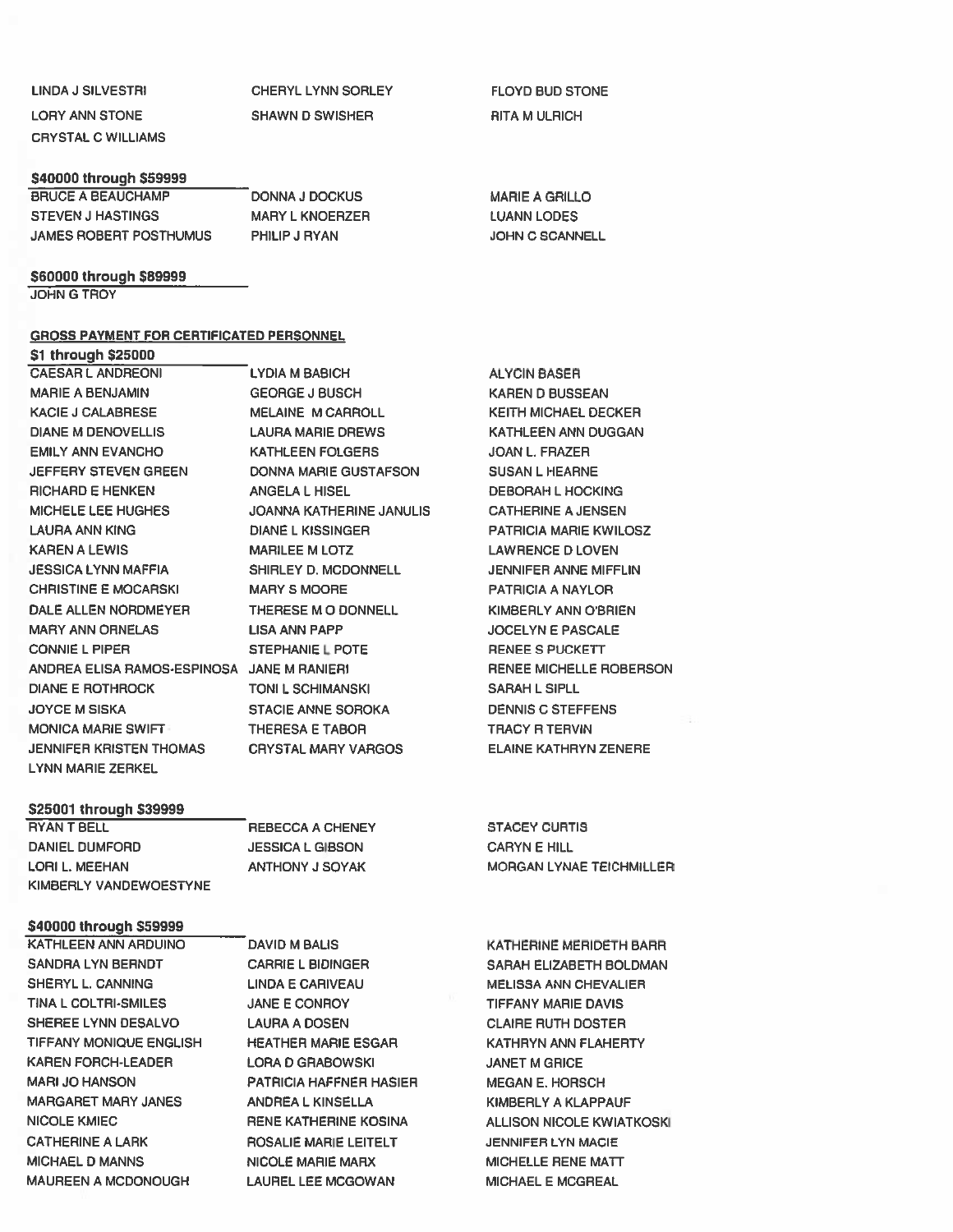| | | |
|---|---|---|
| LINDA J SILVESTRI | CHERYL LYNN SORLEY | FLOYD BUD STONE |
| LORY ANN STONE | SHAWN D SWISHER | RITA M ULRICH |
| CRYSTAL C WILLIAMS | | |

**$40000 through $59999**

| | | |
|---|---|---|
| BRUCE A BEAUCHAMP | DONNA J DOCKUS | MARIE A GRILLO |
| STEVEN J HASTINGS | MARY L KNOERZER | LUANN LODES |
| JAMES ROBERT POSTHUMUS | PHILIP J RYAN | JOHN C SCANNELL |

**$60000 through $89999**

JOHN G TROY

**GROSS PAYMENT FOR CERTIFICATED PERSONNEL**

**$1 through $25000**

| | | |
|---|---|---|
| CAESAR L ANDREONI | LYDIA M BABICH | ALYCIN BASER |
| MARIE A BENJAMIN | GEORGE J BUSCH | KAREN D BUSSEAN |
| KACIE J CALABRESE | MELAINE M CARROLL | KEITH MICHAEL DECKER |
| DIANE M DENOVELLIS | LAURA MARIE DREWS | KATHLEEN ANN DUGGAN |
| EMILY ANN EVANCHO | KATHLEEN FOLGERS | JOAN L. FRAZER |
| JEFFERY STEVEN GREEN | DONNA MARIE GUSTAFSON | SUSAN L HEARNE |
| RICHARD E HENKEN | ANGELA L HISEL | DEBORAH L HOCKING |
| MICHELE LEE HUGHES | JOANNA KATHERINE JANULIS | CATHERINE A JENSEN |
| LAURA ANN KING | DIANE L KISSINGER | PATRICIA MARIE KWILOSZ |
| KAREN A LEWIS | MARILEE M LOTZ | LAWRENCE D LOVEN |
| JESSICA LYNN MAFFIA | SHIRLEY D. MCDONNELL | JENNIFER ANNE MIFFLIN |
| CHRISTINE E MOCARSKI | MARY S MOORE | PATRICIA A NAYLOR |
| DALE ALLEN NORDMEYER | THERESE M O DONNELL | KIMBERLY ANN O'BRIEN |
| MARY ANN ORNELAS | LISA ANN PAPP | JOCELYN E PASCALE |
| CONNIE L PIPER | STEPHANIE L POTE | RENEE S PUCKETT |
| ANDREA ELISA RAMOS-ESPINOSA | JANE M RANIERI | RENEE MICHELLE ROBERSON |
| DIANE E ROTHROCK | TONI L SCHIMANSKI | SARAH L SIPLL |
| JOYCE M SISKA | STACIE ANNE SOROKA | DENNIS C STEFFENS |
| MONICA MARIE SWIFT | THERESA E TABOR | TRACY R TERVIN |
| JENNIFER KRISTEN THOMAS | CRYSTAL MARY VARGOS | ELAINE KATHRYN ZENERE |
| LYNN MARIE ZERKEL | | |

**$25001 through $39999**

| | | |
|---|---|---|
| RYAN T BELL | REBECCA A CHENEY | STACEY CURTIS |
| DANIEL DUMFORD | JESSICA L GIBSON | CARYN E HILL |
| LORI L. MEEHAN | ANTHONY J SOYAK | MORGAN LYNAE TEICHMILLER |
| KIMBERLY VANDEWOESTYNE | | |

**$40000 through $59999**

| | | |
|---|---|---|
| KATHLEEN ANN ARDUINO | DAVID M BALIS | KATHERINE MERIDETH BARR |
| SANDRA LYN BERNDT | CARRIE L BIDINGER | SARAH ELIZABETH BOLDMAN |
| SHERYL L. CANNING | LINDA E CARIVEAU | MELISSA ANN CHEVALIER |
| TINA L COLTRI-SMILES | JANE E CONROY | TIFFANY MARIE DAVIS |
| SHEREE LYNN DESALVO | LAURA A DOSEN | CLAIRE RUTH DOSTER |
| TIFFANY MONIQUE ENGLISH | HEATHER MARIE ESGAR | KATHRYN ANN FLAHERTY |
| KAREN FORCH-LEADER | LORA D GRABOWSKI | JANET M GRICE |
| MARI JO HANSON | PATRICIA HAFFNER HASIER | MEGAN E. HORSCH |
| MARGARET MARY JANES | ANDREA L KINSELLA | KIMBERLY A KLAPPAUF |
| NICOLE KMIEC | RENE KATHERINE KOSINA | ALLISON NICOLE KWIATKOSKI |
| CATHERINE A LARK | ROSALIE MARIE LEITELT | JENNIFER LYN MACIE |
| MICHAEL D MANNS | NICOLE MARIE MARX | MICHELLE RENE MATT |
| MAUREEN A MCDONOUGH | LAUREL LEE MCGOWAN | MICHAEL E MCGREAL |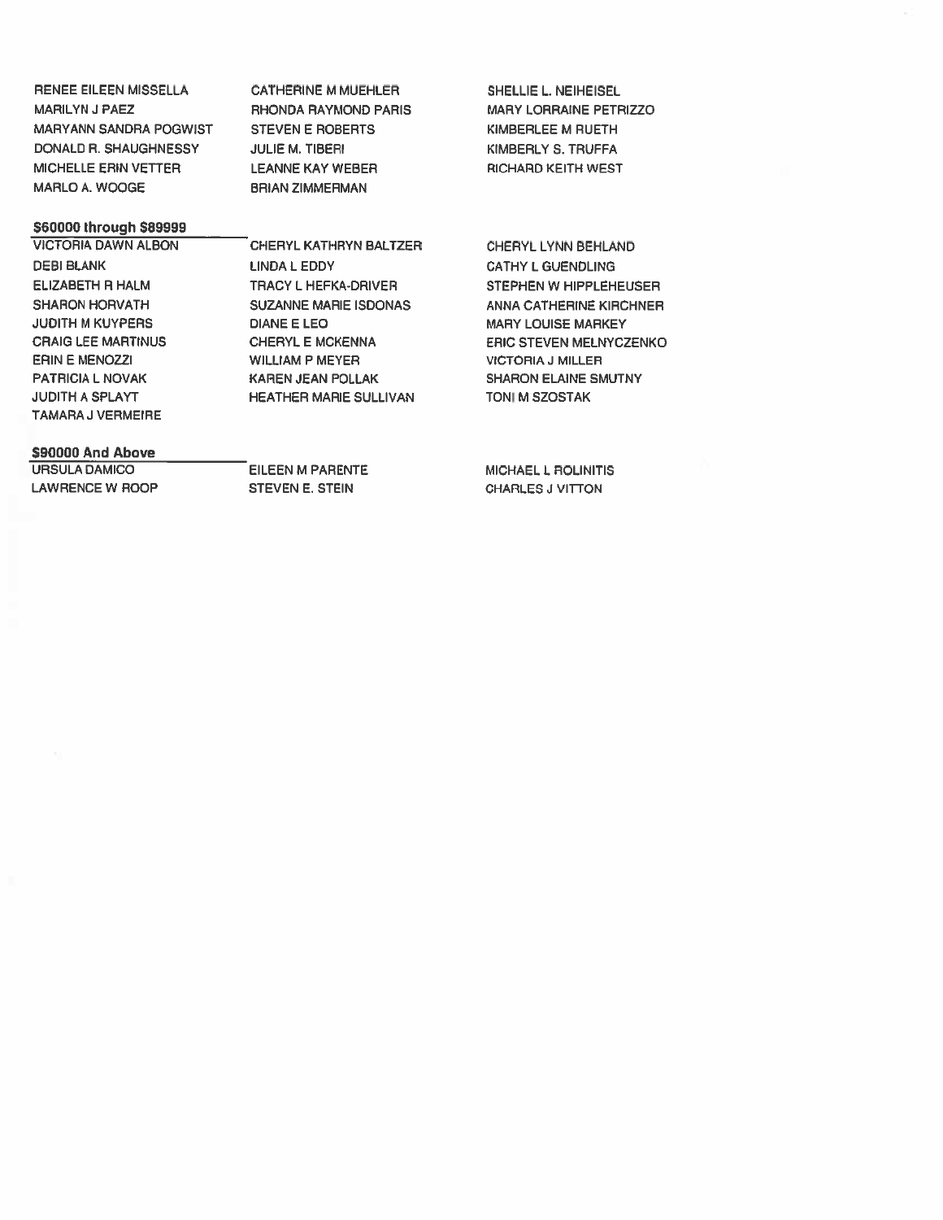RENEE EILEEN MISSELLA
CATHERINE M MUEHLER
SHELLIE L. NEIHEISEL
MARILYN J PAEZ
RHONDA RAYMOND PARIS
MARY LORRAINE PETRIZZO
MARYANN SANDRA POGWIST
STEVEN E ROBERTS
KIMBERLEE M RUETH
DONALD R. SHAUGHNESSY
JULIE M. TIBERI
KIMBERLY S. TRUFFA
MICHELLE ERIN VETTER
LEANNE KAY WEBER
RICHARD KEITH WEST
MARLO A. WOOGE
BRIAN ZIMMERMAN

**$60000 through $89999**

VICTORIA DAWN ALBON
CHERYL KATHRYN BALTZER
CHERYL LYNN BEHLAND
DEBI BLANK
LINDA L EDDY
CATHY L GUENDLING
ELIZABETH R HALM
TRACY L HEFKA-DRIVER
STEPHEN W HIPPLEHEUSER
SHARON HORVATH
SUZANNE MARIE ISDONAS
ANNA CATHERINE KIRCHNER
JUDITH M KUYPERS
DIANE E LEO
MARY LOUISE MARKEY
CRAIG LEE MARTINUS
CHERYL E MCKENNA
ERIC STEVEN MELNYCZENKO
ERIN E MENOZZI
WILLIAM P MEYER
VICTORIA J MILLER
PATRICIA L NOVAK
KAREN JEAN POLLAK
SHARON ELAINE SMUTNY
JUDITH A SPLAYT
HEATHER MARIE SULLIVAN
TONI M SZOSTAK
TAMARA J VERMEIRE

**$90000 And Above**

URSULA DAMICO
EILEEN M PARENTE
MICHAEL L ROLINITIS
LAWRENCE W ROOP
STEVEN E. STEIN
CHARLES J VITTON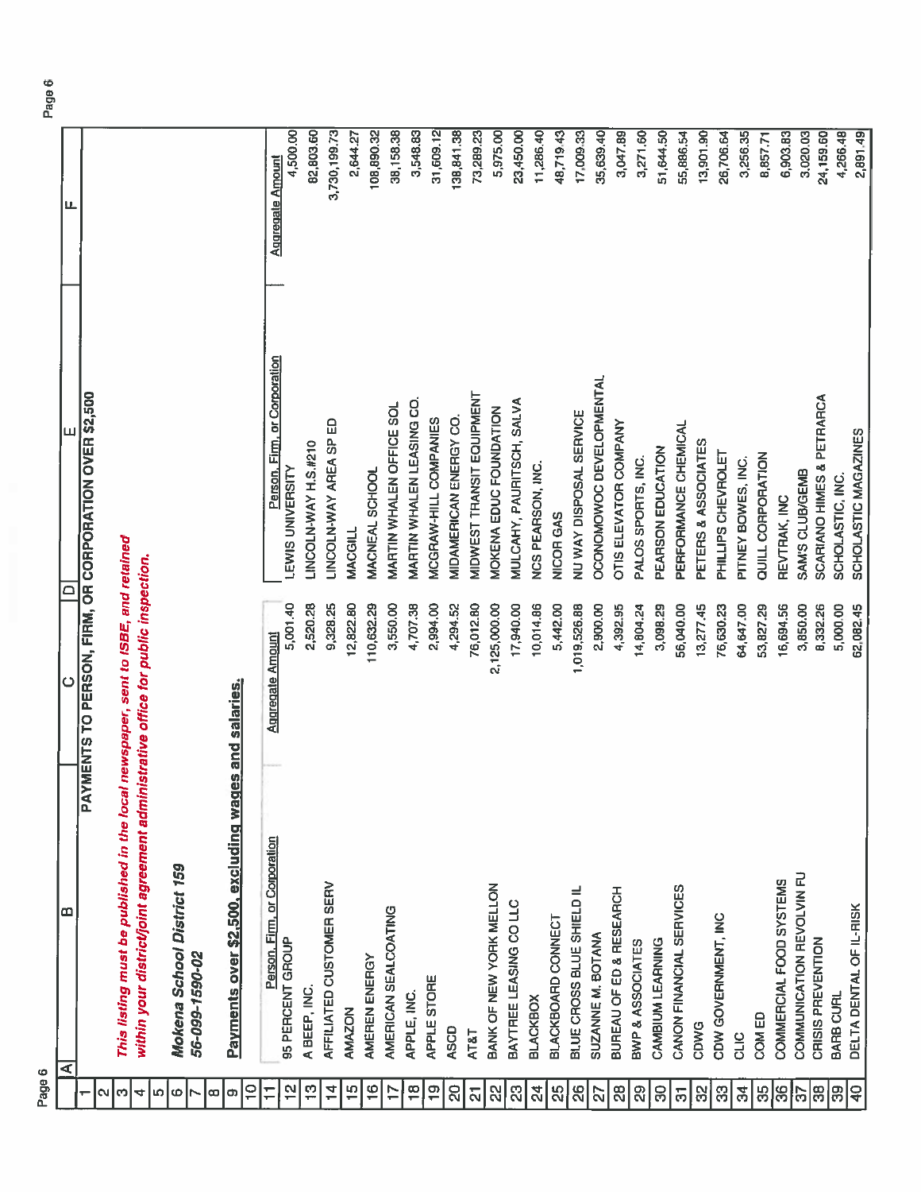# PAYMENTS TO PERSON, FIRM, OR CORPORATION OVER $2,500

*This listing must be published in the local newspaper, sent to ISBE, and retained within your district/joint agreement administrative office for public inspection.*

***Mokena School District 159***
***56-099-1590-02***

**Payments over $2,500, excluding wages and salaries.**

| Person, Firm, or Corporation | Aggregate Amount | Person, Firm, or Corporation | Aggregate Amount |
|---|---|---|---|
| 95 PERCENT GROUP | 5,001.40 | LEWIS UNIVERSITY | 4,500.00 |
| A BEEP, INC. | 2,520.28 | LINCOLN-WAY H.S.#210 | 82,803.60 |
| AFFILIATED CUSTOMER SERV | 9,328.25 | LINCOLN-WAY AREA SP ED | 3,730,199.73 |
| AMAZON | 12,822.80 | MACGILL | 2,644.27 |
| AMEREN ENERGY | 110,632.29 | MACNEAL SCHOOL | 108,890.32 |
| AMERICAN SEALCOATING | 3,550.00 | MARTIN WHALEN OFFICE SOL | 38,158.38 |
| APPLE, INC. | 4,707.38 | MARTIN WHALEN LEASING CO. | 3,548.83 |
| APPLE STORE | 2,994.00 | MCGRAW-HILL COMPANIES | 31,609.12 |
| ASCD | 4,294.52 | MIDAMERICAN ENERGY CO. | 138,841.38 |
| AT&T | 76,012.80 | MIDWEST TRANSIT EQUIPMENT | 73,289.23 |
| BANK OF NEW YORK MELLON | 2,125,000.00 | MOKENA EDUC FOUNDATION | 5,975.00 |
| BAYTREE LEASING CO LLC | 17,940.00 | MULCAHY, PAURITSCH, SALVA | 23,450.00 |
| BLACKBOX | 10,014.86 | NCS PEARSON, INC. | 11,286.40 |
| BLACKBOARD CONNECT | 5,442.00 | NICOR GAS | 48,719.43 |
| BLUE CROSS BLUE SHIELD IL | 1,019,526.88 | NU WAY DISPOSAL SERVICE | 17,009.33 |
| SUZANNE M. BOTANA | 2,900.00 | OCONOMOWOC DEVELOPMENTAL | 35,639.40 |
| BUREAU OF ED & RESEARCH | 4,392.95 | OTIS ELEVATOR COMPANY | 3,047.89 |
| BWP & ASSOCIATES | 14,804.24 | PALOS SPORTS, INC. | 3,271.60 |
| CAMBIUM LEARNING | 3,098.29 | PEARSON EDUCATION | 51,644.50 |
| CANON FINANCIAL SERVICES | 56,040.00 | PERFORMANCE CHEMICAL | 55,886.54 |
| CDWG | 13,277.45 | PETERS & ASSOCIATES | 13,901.90 |
| CDW GOVERNMENT, INC | 76,630.23 | PHILLIPS CHEVROLET | 26,706.64 |
| CLIC | 64,647.00 | PITNEY BOWES, INC. | 3,256.35 |
| COM ED | 53,827.29 | QUILL CORPORATION | 8,857.71 |
| COMMERCIAL FOOD SYSTEMS | 16,694.56 | REVTRAK, INC | 6,903.83 |
| COMMUNICATION REVOLVIN FU | 3,850.00 | SAM'S CLUB/GEMB | 3,020.03 |
| CRISIS PREVENTION | 8,332.26 | SCARIANO HIMES & PETRARCA | 24,159.60 |
| BARB CURL | 5,000.00 | SCHOLASTIC, INC. | 4,266.48 |
| DELTA DENTAL OF IL-RISK | 62,082.45 | SCHOLASTIC MAGAZINES | 2,891.49 |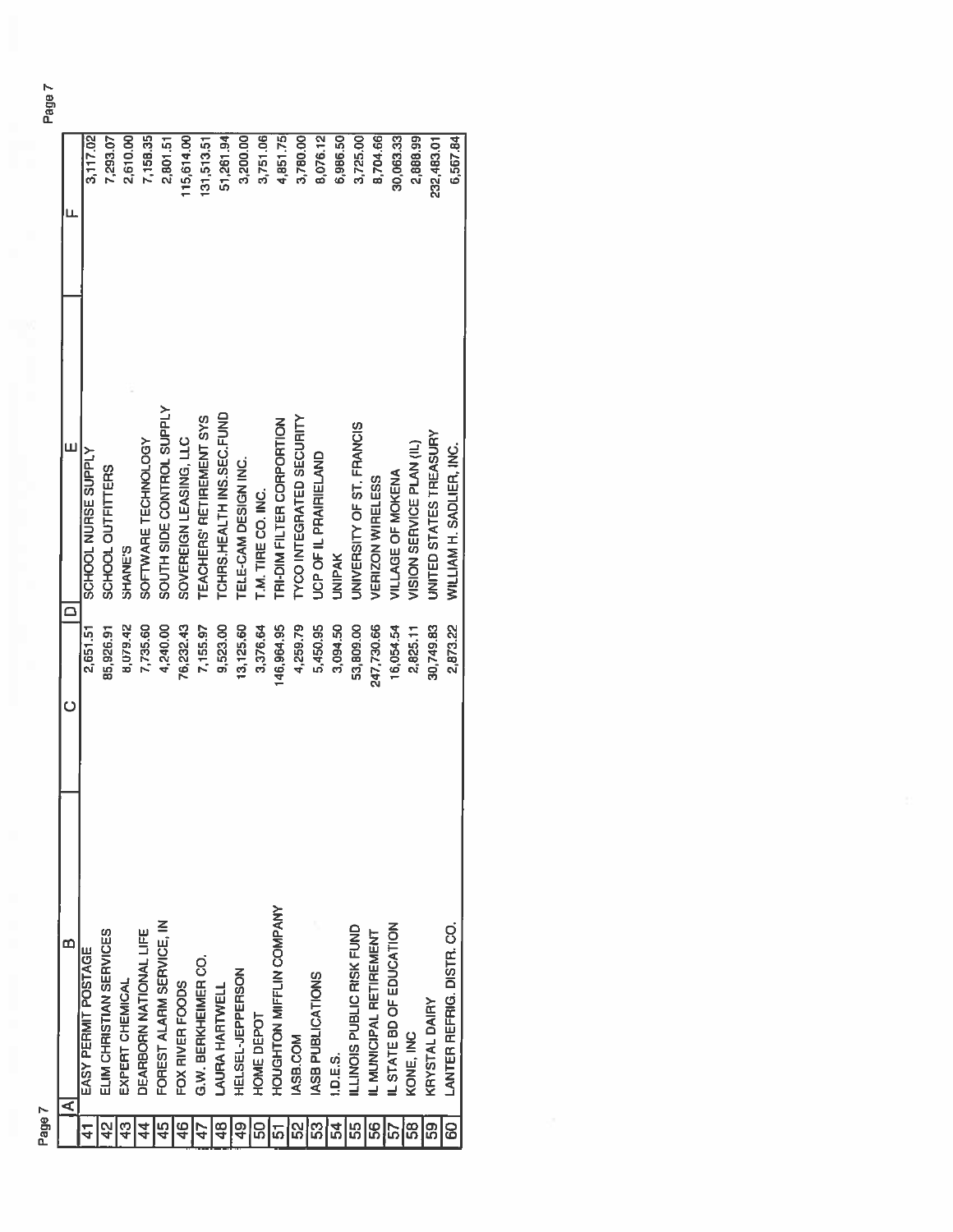| A | B | C | D | E | F |
|---|---|---|---|---|---|
| 41 | EASY PERMIT POSTAGE | 2,651.51 | | SCHOOL NURSE SUPPLY | 3,117.02 |
| 42 | ELIM CHRISTIAN SERVICES | 85,926.91 | | SCHOOL OUTFITTERS | 7,293.07 |
| 43 | EXPERT CHEMICAL | 8,079.42 | | SHANE'S | 2,610.00 |
| 44 | DEARBORN NATIONAL LIFE | 7,735.60 | | SOFTWARE TECHNOLOGY | 7,158.35 |
| 45 | FOREST ALARM SERVICE, IN | 4,240.00 | | SOUTH SIDE CONTROL SUPPLY | 2,801.51 |
| 46 | FOX RIVER FOODS | 76,232.43 | | SOVEREIGN LEASING, LLC | 115,614.00 |
| 47 | G.W. BERKHEIMER CO. | 7,155.97 | | TEACHERS' RETIREMENT SYS | 131,513.51 |
| 48 | LAURA HARTWELL | 9,523.00 | | TCHRS.HEALTH INS.SEC.FUND | 51,261.94 |
| 49 | HELSEL-JEPPERSON | 13,125.60 | | TELE-CAM DESIGN INC. | 3,200.00 |
| 50 | HOME DEPOT | 3,376.64 | | T.M. TIRE CO. INC. | 3,751.06 |
| 51 | HOUGHTON MIFFLIN COMPANY | 146,964.95 | | TRI-DIM FILTER CORPORTION | 4,851.75 |
| 52 | IASB.COM | 4,259.79 | | TYCO INTEGRATED SECURITY | 3,780.00 |
| 53 | IASB PUBLICATIONS | 5,450.95 | | UCP OF IL PRAIRIELAND | 8,076.12 |
| 54 | I.D.E.S. | 3,094.50 | | UNIPAK | 6,986.50 |
| 55 | ILLINOIS PUBLIC RISK FUND | 53,809.00 | | UNIVERSITY OF ST. FRANCIS | 3,725.00 |
| 56 | IL MUNICIPAL RETIREMENT | 247,730.66 | | VERIZON WIRELESS | 8,704.66 |
| 57 | IL STATE BD OF EDUCATION | 16,054.54 | | VILLAGE OF MOKENA | 30,063.33 |
| 58 | KONE, INC | 2,825.11 | | VISION SERVICE PLAN (IL) | 2,888.99 |
| 59 | KRYSTAL DAIRY | 30,749.83 | | UNITED STATES TREASURY | 232,483.01 |
| 60 | LANTER REFRIG. DISTR. CO. | 2,873.22 | | WILLIAM H. SADLIER, INC. | 6,567.84 |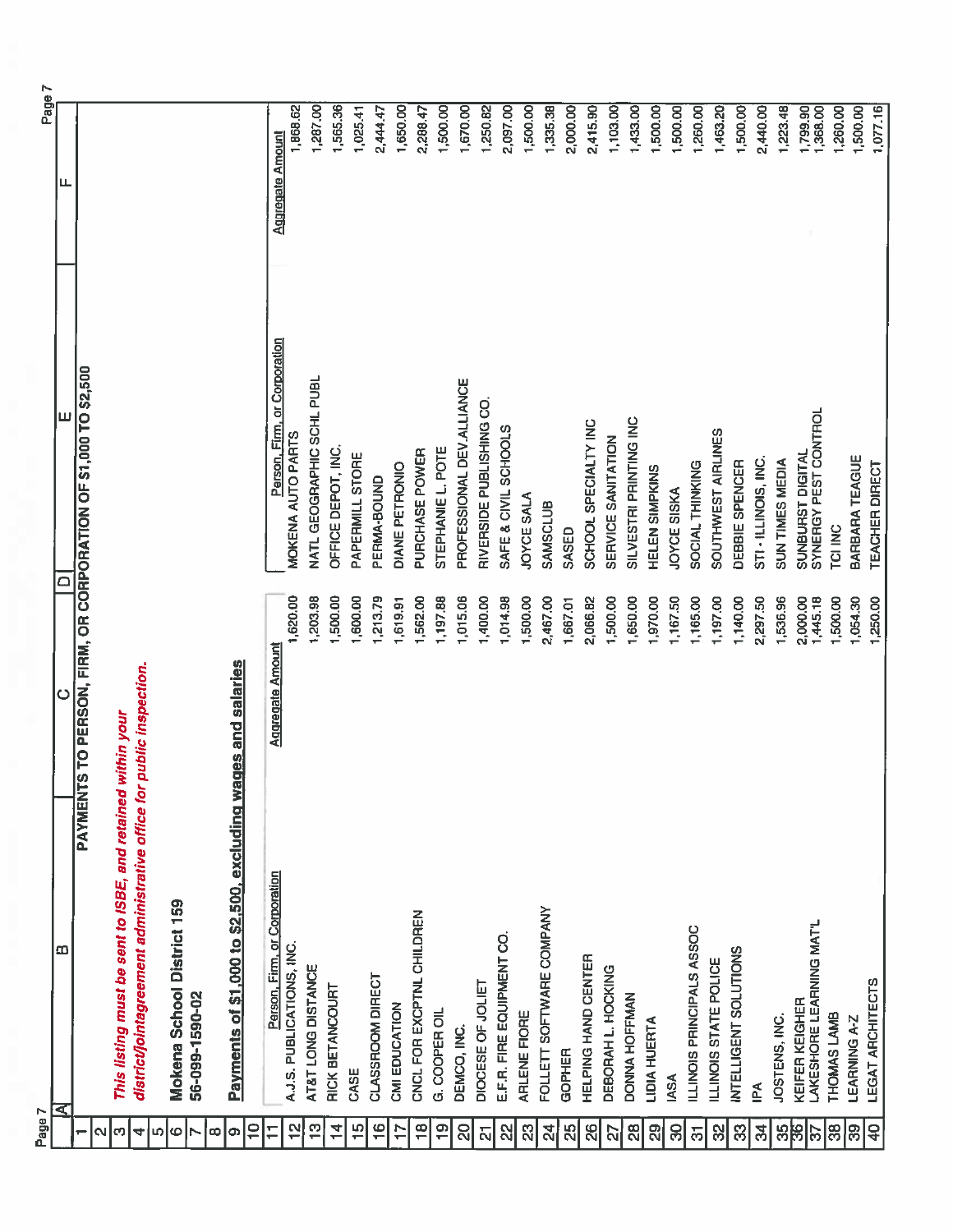**PAYMENTS TO PERSON, FIRM, OR CORPORATION OF $1,000 TO $2,500**

***This listing must be sent to ISBE, and retained within your district/jointagreement administrative office for public inspection.***

**Mokena School District 159**

**56-099-1590-02**

**Payments of $1,000 to $2,500, excluding wages and salaries**

| Person, Firm, or Corporation | Aggregate Amount | Person, Firm, or Corporation | Aggregate Amount |
|---|---|---|---|
| A.J.S. PUBLICATIONS, INC. | 1,620.00 | MOKENA AUTO PARTS | 1,868.62 |
| AT&T LONG DISTANCE | 1,203.98 | NATL GEOGRAPHIC SCHL PUBL | 1,287.00 |
| RICK BETANCOURT | 1,500.00 | OFFICE DEPOT, INC. | 1,565.36 |
| CASE | 1,600.00 | PAPERMILL STORE | 1,025.41 |
| CLASSROOM DIRECT | 1,213.79 | PERMA-BOUND | 2,444.47 |
| CMI EDUCATION | 1,619.91 | DIANE PETRONIO | 1,650.00 |
| CNCL FOR EXCPTNL CHILDREN | 1,562.00 | PURCHASE POWER | 2,288.47 |
| G. COOPER OIL | 1,197.88 | STEPHANIE L. POTE | 1,500.00 |
| DEMCO, INC. | 1,015.06 | PROFESSIONAL DEV.ALLIANCE | 1,670.00 |
| DIOCESE OF JOLIET | 1,400.00 | RIVERSIDE PUBLISHING CO. | 1,250.82 |
| E.F.R. FIRE EQUIPMENT CO. | 1,014.98 | SAFE & CIVIL SCHOOLS | 2,097.00 |
| ARLENE FIORE | 1,500.00 | JOYCE SALA | 1,500.00 |
| FOLLETT SOFTWARE COMPANY | 2,467.00 | SAMSCLUB | 1,335.38 |
| GOPHER | 1,667.01 | SASED | 2,000.00 |
| HELPING HAND CENTER | 2,066.82 | SCHOOL SPECIALTY INC | 2,415.90 |
| DEBORAH L. HOCKING | 1,500.00 | SERVICE SANITATION | 1,103.00 |
| DONNA HOFFMAN | 1,650.00 | SILVESTRI PRINTING INC | 1,433.00 |
| LIDIA HUERTA | 1,970.00 | HELEN SIMPKINS | 1,500.00 |
| IASA | 1,167.50 | JOYCE SISKA | 1,500.00 |
| ILLINOIS PRINCIPALS ASSOC | 1,165.00 | SOCIAL THINKING | 1,260.00 |
| ILLINOIS STATE POLICE | 1,197.00 | SOUTHWEST AIRLINES | 1,463.20 |
| INTELLIGENT SOLUTIONS | 1,140.00 | DEBBIE SPENCER | 1,500.00 |
| IPA | 2,297.50 | STI - ILLINOIS, INC. | 2,440.00 |
| JOSTENS, INC. | 1,536.96 | SUN TIMES MEDIA | 1,223.48 |
| KEIFER KEIGHER | 2,000.00 | SUNBURST DIGITAL | 1,799.90 |
| LAKESHORE LEARNING MAT'L | 1,445.18 | SYNERGY PEST CONTROL | 1,368.00 |
| THOMAS LAMB | 1,500.00 | TCI INC | 1,260.00 |
| LEARNING A-Z | 1,054.30 | BARBARA TEAGUE | 1,500.00 |
| LEGAT ARCHITECTS | 1,250.00 | TEACHER DIRECT | 1,077.16 |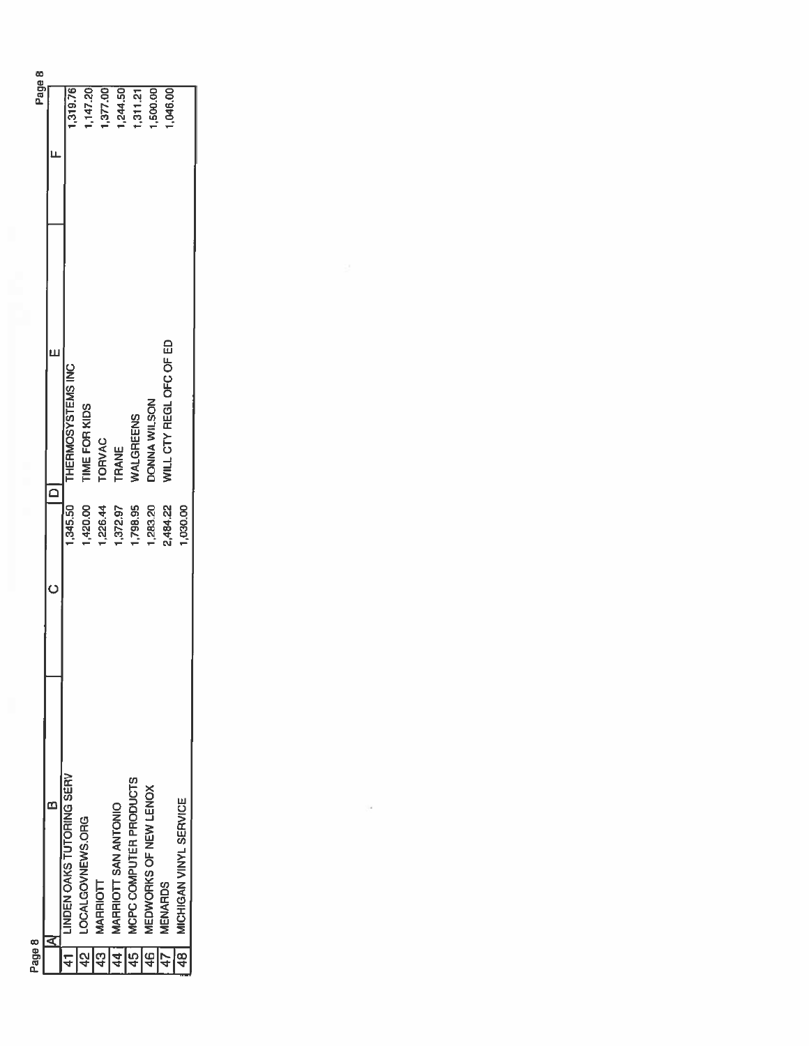|  | A | B | C | D | E | F |
|---|---|---|---|---|---|---|
| 41 | LINDEN OAKS TUTORING SERV |  | 1,345.50 | THERMOSYSTEMS INC |  | 1,319.76 |
| 42 | LOCALGOVNEWS.ORG |  | 1,420.00 | TIME FOR KIDS |  | 1,147.20 |
| 43 | MARRIOTT |  | 1,226.44 | TORVAC |  | 1,377.00 |
| 44 | MARRIOTT SAN ANTONIO |  | 1,372.97 | TRANE |  | 1,244.50 |
| 45 | MCPC COMPUTER PRODUCTS |  | 1,798.95 | WALGREENS |  | 1,311.21 |
| 46 | MEDWORKS OF NEW LENOX |  | 1,283.20 | DONNA WILSON |  | 1,500.00 |
| 47 | MENARDS |  | 2,484.22 | WILL CTY REGL OFC OF ED |  | 1,046.00 |
| 48 | MICHIGAN VINYL SERVICE |  | 1,030.00 |  |  |  |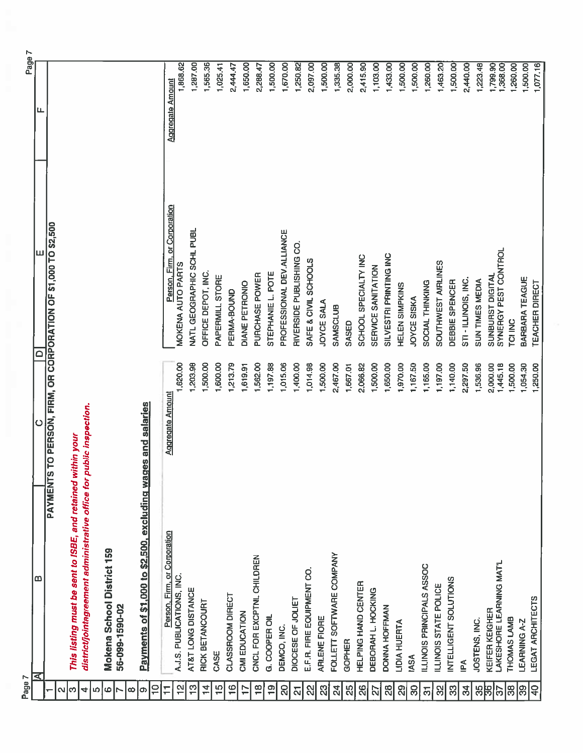# PAYMENTS TO PERSON, FIRM, OR CORPORATION OF $1,000 TO $2,500

*This listing must be sent to ISBE, and retained within your district/jointagreement administrative office for public inspection.*

**Mokena School District 159**

**56-099-1590-02**

**Payments of $1,000 to $2,500, excluding wages and salaries**

| Person, Firm, or Corporation | Aggregate Amount | Person, Firm, or Corporation | Aggregate Amount |
|---|---|---|---|
| A.J.S. PUBLICATIONS, INC. | 1,620.00 | MOKENA AUTO PARTS | 1,868.62 |
| AT&T LONG DISTANCE | 1,203.98 | NATL GEOGRAPHIC SCHL PUBL | 1,287.00 |
| RICK BETANCOURT | 1,500.00 | OFFICE DEPOT, INC. | 1,565.36 |
| CASE | 1,600.00 | PAPERMILL STORE | 1,025.41 |
| CLASSROOM DIRECT | 1,213.79 | PERMA-BOUND | 2,444.47 |
| CMI EDUCATION | 1,619.91 | DIANE PETRONIO | 1,550.00 |
| CNCL FOR EXCPTNL CHILDREN | 1,562.00 | PURCHASE POWER | 2,288.47 |
| G. COOPER OIL | 1,197.88 | STEPHANIE L. POTE | 1,500.00 |
| DEMCO, INC. | 1,015.06 | PROFESSIONAL DEV.ALLIANCE | 1,670.00 |
| DIOCESE OF JOLIET | 1,400.00 | RIVERSIDE PUBLISHING CO. | 1,250.82 |
| E.F.R. FIRE EQUIPMENT CO. | 1,014.98 | SAFE & CIVIL SCHOOLS | 2,097.00 |
| ARLENE FIORE | 1,500.00 | JOYCE SALA | 1,500.00 |
| FOLLETT SOFTWARE COMPANY | 2,467.00 | SAMSCLUB | 1,335.38 |
| GOPHER | 1,667.01 | SASED | 2,000.00 |
| HELPING HAND CENTER | 2,066.82 | SCHOOL SPECIALTY INC | 2,415.90 |
| DEBORAH L. HOCKING | 1,500.00 | SERVICE SANITATION | 1,103.00 |
| DONNA HOFFMAN | 1,650.00 | SILVESTRI PRINTING INC | 1,433.00 |
| LIDIA HUERTA | 1,970.00 | HELEN SIMPKINS | 1,500.00 |
| IASA | 1,167.50 | JOYCE SISKA | 1,500.00 |
| ILLINOIS PRINCIPALS ASSOC | 1,165.00 | SOCIAL THINKING | 1,260.00 |
| ILLINOIS STATE POLICE | 1,197.00 | SOUTHWEST AIRLINES | 1,463.20 |
| INTELLIGENT SOLUTIONS | 1,140.00 | DEBBIE SPENCER | 1,500.00 |
| IPA | 2,297.50 | STI - ILLINOIS, INC. | 2,440.00 |
| JOSTENS, INC. | 1,536.96 | SUN TIMES MEDIA | 1,223.48 |
| KEIFER KEIGHER | 2,000.00 | SUNBURST DIGITAL | 1,799.90 |
| LAKESHORE LEARNING MAT'L | 1,445.18 | SYNERGY PEST CONTROL | 1,368.00 |
| THOMAS LAMB | 1,500.00 | TCI INC | 1,260.00 |
| LEARNING A-Z | 1,054.30 | BARBARA TEAGUE | 1,500.00 |
| LEGAT ARCHITECTS | 1,250.00 | TEACHER DIRECT | 1,077.16 |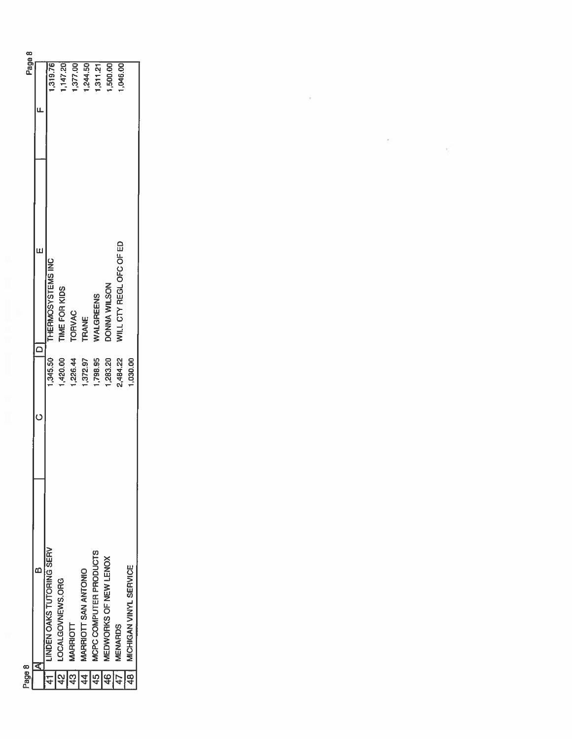| | A | B | C | D | E | F |
|---|---|---|---|---|---|---|
| 41 | | LINDEN OAKS TUTORING SERV | 1,345.50 | | THERMOSYSTEMS INC | 1,319.76 |
| 42 | | LOCALGOVNEWS.ORG | 1,420.00 | | TIME FOR KIDS | 1,147.20 |
| 43 | | MARRIOTT | 1,226.44 | | TORVAC | 1,377.00 |
| 44 | | MARRIOTT SAN ANTONIO | 1,372.97 | | TRANE | 1,244.50 |
| 45 | | MCPC COMPUTER PRODUCTS | 1,798.95 | | WALGREENS | 1,311.21 |
| 46 | | MEDWORKS OF NEW LENOX | 1,283.20 | | DONNA WILSON | 1,500.00 |
| 47 | | MENARDS | 2,484.22 | | WILL CTY REGL OFC OF ED | 1,046.00 |
| 48 | | MICHIGAN VINYL SERVICE | 1,030.00 | | | |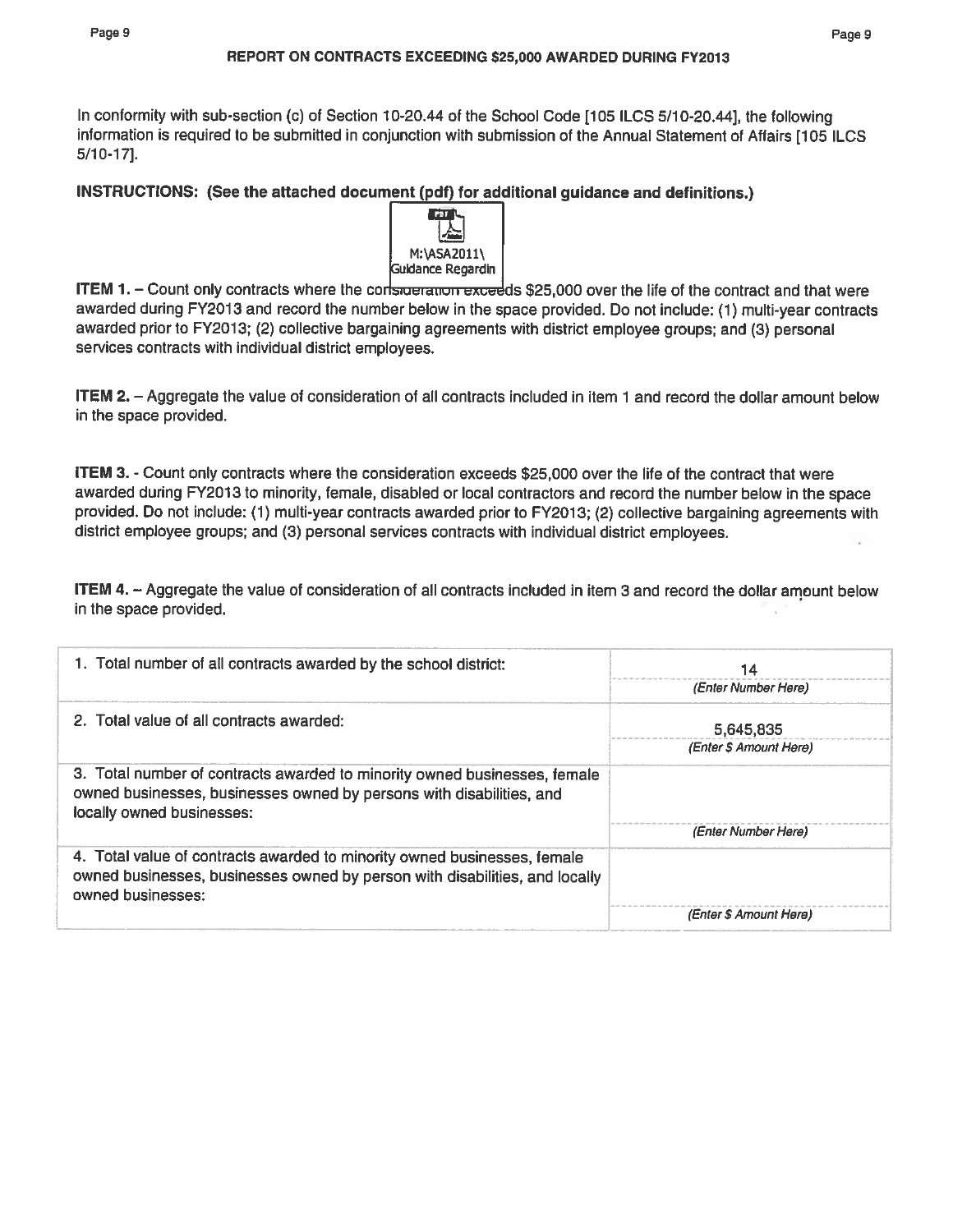## REPORT ON CONTRACTS EXCEEDING $25,000 AWARDED DURING FY2013

In conformity with sub-section (c) of Section 10-20.44 of the School Code [105 ILCS 5/10-20.44], the following information is required to be submitted in conjunction with submission of the Annual Statement of Affairs [105 ILCS 5/10-17].

**INSTRUCTIONS: (See the attached document (pdf) for additional guidance and definitions.)**

M:\ASA2011\ Guidance Regardin

**ITEM 1.** – Count only contracts where the consideration exceeds $25,000 over the life of the contract and that were awarded during FY2013 and record the number below in the space provided. Do not include: (1) multi-year contracts awarded prior to FY2013; (2) collective bargaining agreements with district employee groups; and (3) personal services contracts with individual district employees.

**ITEM 2.** – Aggregate the value of consideration of all contracts included in item 1 and record the dollar amount below in the space provided.

**ITEM 3.** - Count only contracts where the consideration exceeds $25,000 over the life of the contract that were awarded during FY2013 to minority, female, disabled or local contractors and record the number below in the space provided. Do not include: (1) multi-year contracts awarded prior to FY2013; (2) collective bargaining agreements with district employee groups; and (3) personal services contracts with individual district employees.

**ITEM 4.** – Aggregate the value of consideration of all contracts included in item 3 and record the dollar amount below in the space provided.

| | |
|---|---|
| 1. Total number of all contracts awarded by the school district: | 14<br>*(Enter Number Here)* |
| 2. Total value of all contracts awarded: | 5,645,835<br>*(Enter $ Amount Here)* |
| 3. Total number of contracts awarded to minority owned businesses, female owned businesses, businesses owned by persons with disabilities, and locally owned businesses: | *(Enter Number Here)* |
| 4. Total value of contracts awarded to minority owned businesses, female owned businesses, businesses owned by person with disabilities, and locally owned businesses: | *(Enter $ Amount Here)* |